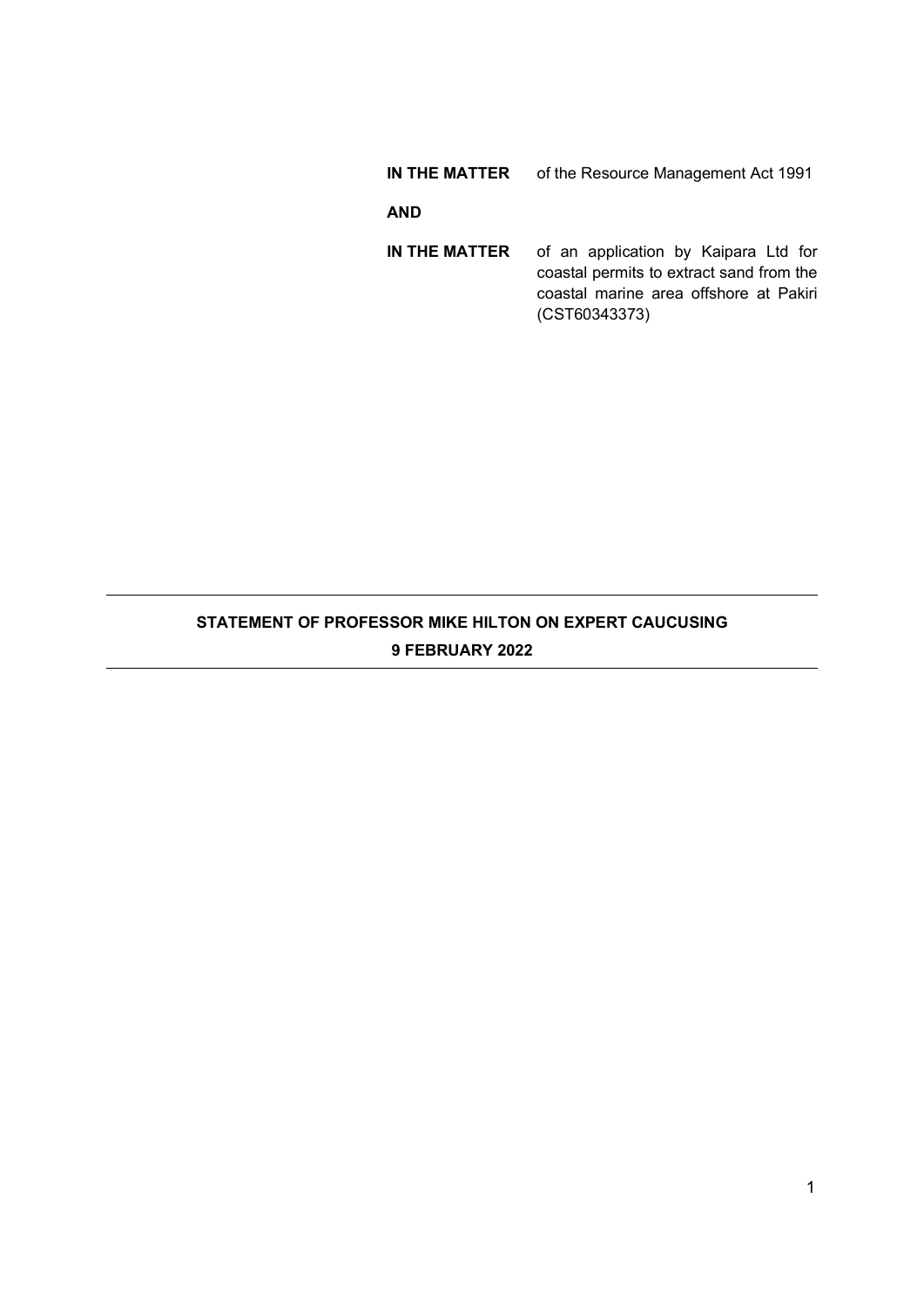**IN THE MATTER** of the Resource Management Act 1991

**AND**

**IN THE MATTER** of an application by Kaipara Ltd for coastal permits to extract sand from the coastal marine area offshore at Pakiri (CST60343373)

---

**STATEMENT OF PROFESSOR MIKE HILTON ON EXPERT CAUCUSING**

**9 FEBRUARY 2022**

---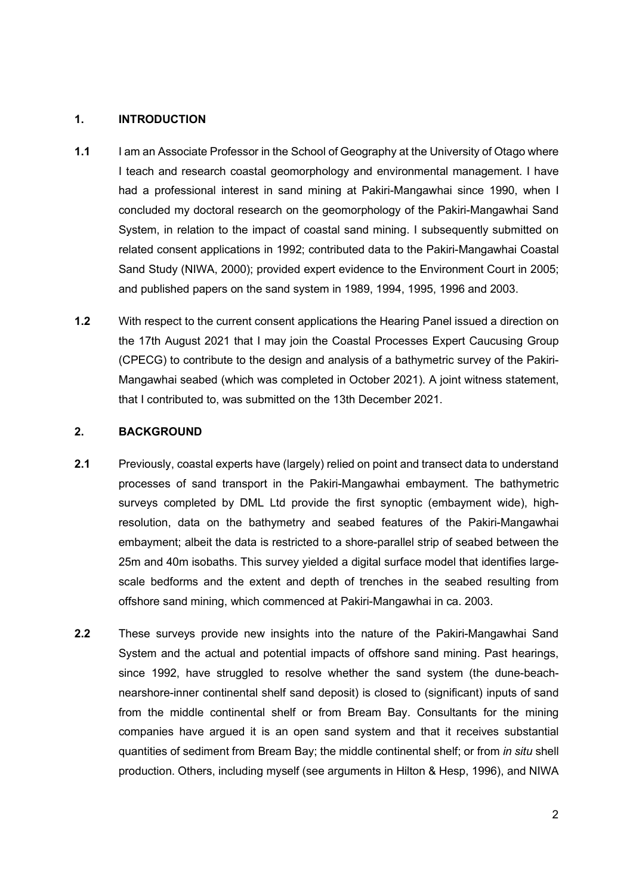## 1. INTRODUCTION

**1.1** I am an Associate Professor in the School of Geography at the University of Otago where I teach and research coastal geomorphology and environmental management. I have had a professional interest in sand mining at Pakiri-Mangawhai since 1990, when I concluded my doctoral research on the geomorphology of the Pakiri-Mangawhai Sand System, in relation to the impact of coastal sand mining. I subsequently submitted on related consent applications in 1992; contributed data to the Pakiri-Mangawhai Coastal Sand Study (NIWA, 2000); provided expert evidence to the Environment Court in 2005; and published papers on the sand system in 1989, 1994, 1995, 1996 and 2003.

**1.2** With respect to the current consent applications the Hearing Panel issued a direction on the 17th August 2021 that I may join the Coastal Processes Expert Caucusing Group (CPECG) to contribute to the design and analysis of a bathymetric survey of the Pakiri-Mangawhai seabed (which was completed in October 2021). A joint witness statement, that I contributed to, was submitted on the 13th December 2021.

## 2. BACKGROUND

**2.1** Previously, coastal experts have (largely) relied on point and transect data to understand processes of sand transport in the Pakiri-Mangawhai embayment. The bathymetric surveys completed by DML Ltd provide the first synoptic (embayment wide), high-resolution, data on the bathymetry and seabed features of the Pakiri-Mangawhai embayment; albeit the data is restricted to a shore-parallel strip of seabed between the 25m and 40m isobaths. This survey yielded a digital surface model that identifies large-scale bedforms and the extent and depth of trenches in the seabed resulting from offshore sand mining, which commenced at Pakiri-Mangawhai in ca. 2003.

**2.2** These surveys provide new insights into the nature of the Pakiri-Mangawhai Sand System and the actual and potential impacts of offshore sand mining. Past hearings, since 1992, have struggled to resolve whether the sand system (the dune-beach-nearshore-inner continental shelf sand deposit) is closed to (significant) inputs of sand from the middle continental shelf or from Bream Bay. Consultants for the mining companies have argued it is an open sand system and that it receives substantial quantities of sediment from Bream Bay; the middle continental shelf; or from *in situ* shell production. Others, including myself (see arguments in Hilton & Hesp, 1996), and NIWA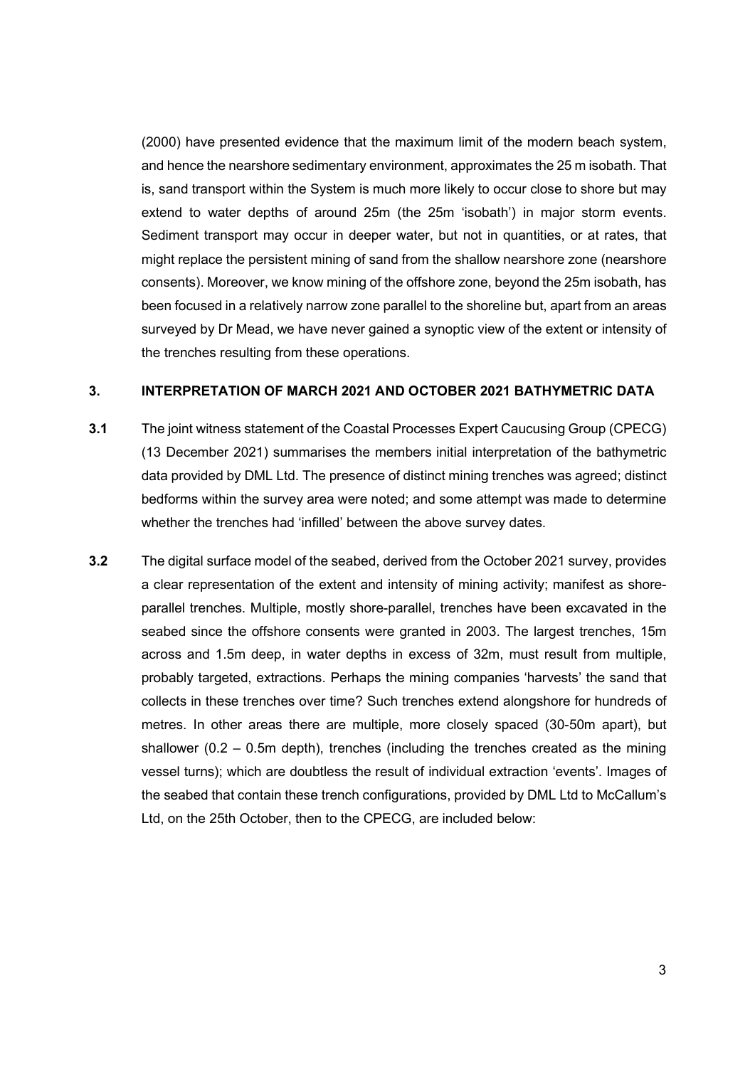(2000) have presented evidence that the maximum limit of the modern beach system, and hence the nearshore sedimentary environment, approximates the 25 m isobath. That is, sand transport within the System is much more likely to occur close to shore but may extend to water depths of around 25m (the 25m 'isobath') in major storm events. Sediment transport may occur in deeper water, but not in quantities, or at rates, that might replace the persistent mining of sand from the shallow nearshore zone (nearshore consents). Moreover, we know mining of the offshore zone, beyond the 25m isobath, has been focused in a relatively narrow zone parallel to the shoreline but, apart from an areas surveyed by Dr Mead, we have never gained a synoptic view of the extent or intensity of the trenches resulting from these operations.

## 3. INTERPRETATION OF MARCH 2021 AND OCTOBER 2021 BATHYMETRIC DATA

**3.1** The joint witness statement of the Coastal Processes Expert Caucusing Group (CPECG) (13 December 2021) summarises the members initial interpretation of the bathymetric data provided by DML Ltd. The presence of distinct mining trenches was agreed; distinct bedforms within the survey area were noted; and some attempt was made to determine whether the trenches had 'infilled' between the above survey dates.

**3.2** The digital surface model of the seabed, derived from the October 2021 survey, provides a clear representation of the extent and intensity of mining activity; manifest as shore-parallel trenches. Multiple, mostly shore-parallel, trenches have been excavated in the seabed since the offshore consents were granted in 2003. The largest trenches, 15m across and 1.5m deep, in water depths in excess of 32m, must result from multiple, probably targeted, extractions. Perhaps the mining companies 'harvests' the sand that collects in these trenches over time? Such trenches extend alongshore for hundreds of metres. In other areas there are multiple, more closely spaced (30-50m apart), but shallower (0.2 – 0.5m depth), trenches (including the trenches created as the mining vessel turns); which are doubtless the result of individual extraction 'events'. Images of the seabed that contain these trench configurations, provided by DML Ltd to McCallum's Ltd, on the 25th October, then to the CPECG, are included below: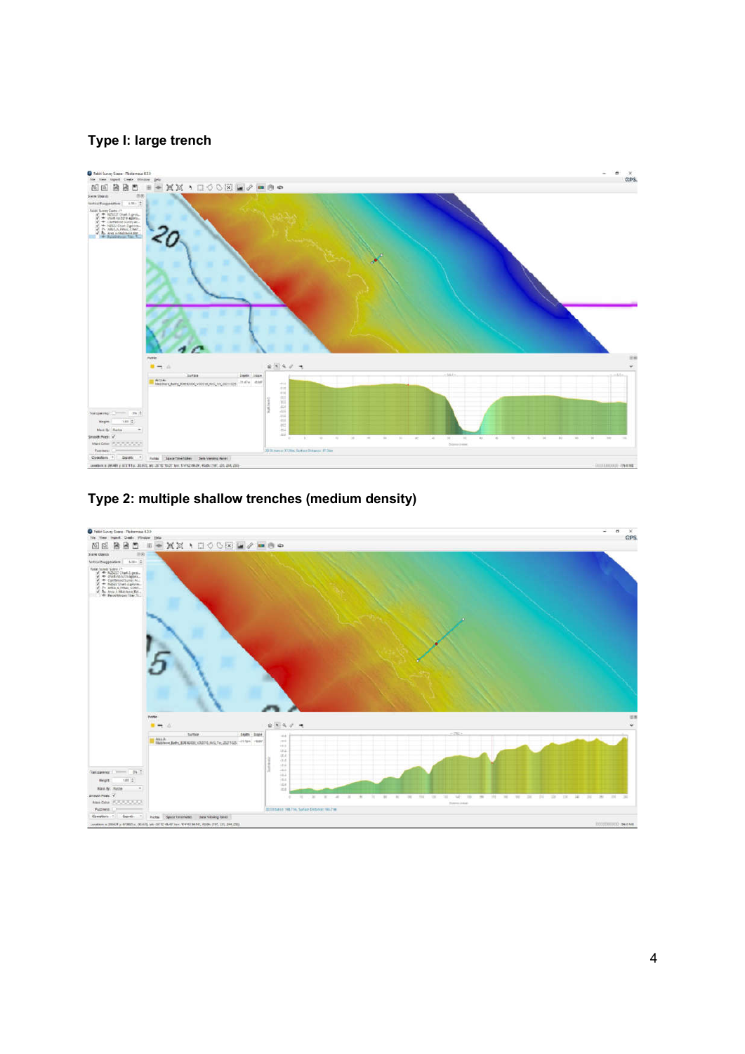**Type I: large trench**

**Type 2: multiple shallow trenches (medium density)**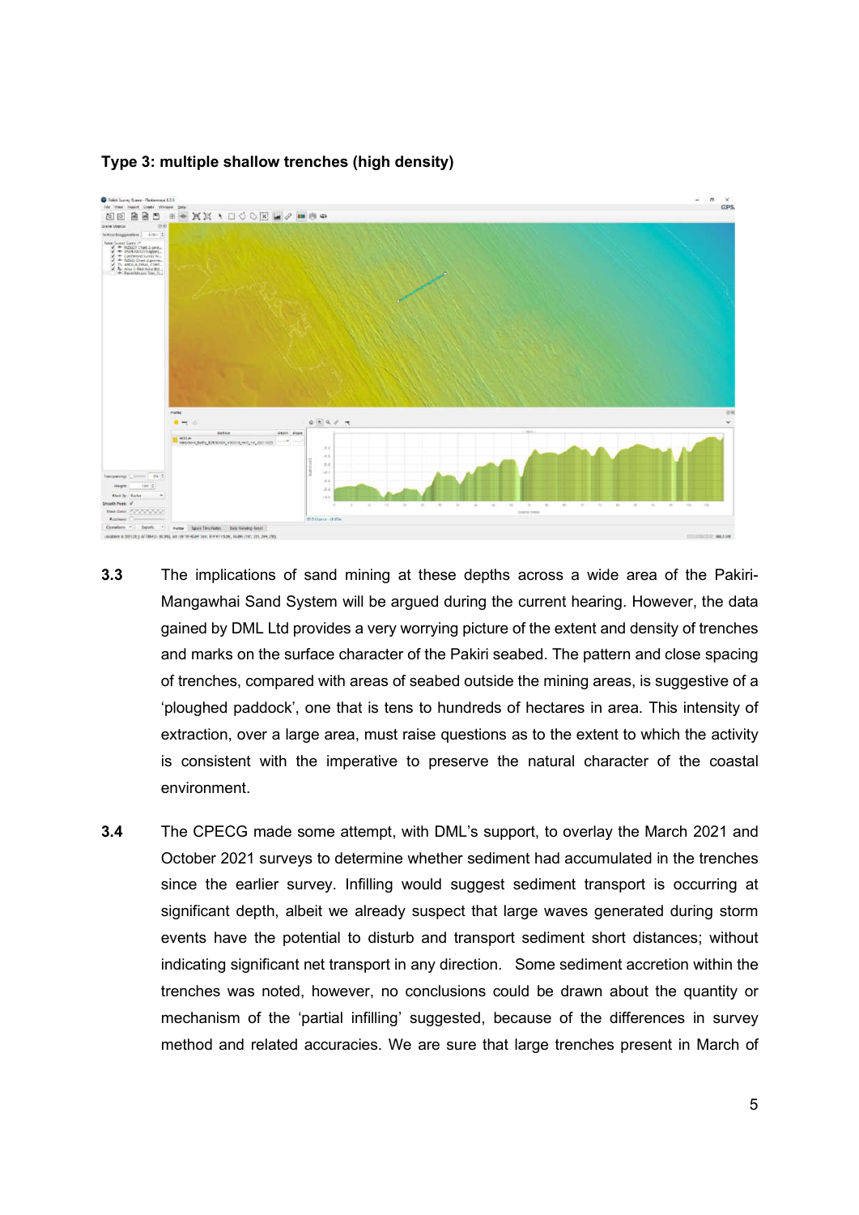**Type 3: multiple shallow trenches (high density)**

**3.3** The implications of sand mining at these depths across a wide area of the Pakiri-Mangawhai Sand System will be argued during the current hearing. However, the data gained by DML Ltd provides a very worrying picture of the extent and density of trenches and marks on the surface character of the Pakiri seabed. The pattern and close spacing of trenches, compared with areas of seabed outside the mining areas, is suggestive of a 'ploughed paddock', one that is tens to hundreds of hectares in area. This intensity of extraction, over a large area, must raise questions as to the extent to which the activity is consistent with the imperative to preserve the natural character of the coastal environment.

**3.4** The CPECG made some attempt, with DML's support, to overlay the March 2021 and October 2021 surveys to determine whether sediment had accumulated in the trenches since the earlier survey. Infilling would suggest sediment transport is occurring at significant depth, albeit we already suspect that large waves generated during storm events have the potential to disturb and transport sediment short distances; without indicating significant net transport in any direction. Some sediment accretion within the trenches was noted, however, no conclusions could be drawn about the quantity or mechanism of the 'partial infilling' suggested, because of the differences in survey method and related accuracies. We are sure that large trenches present in March of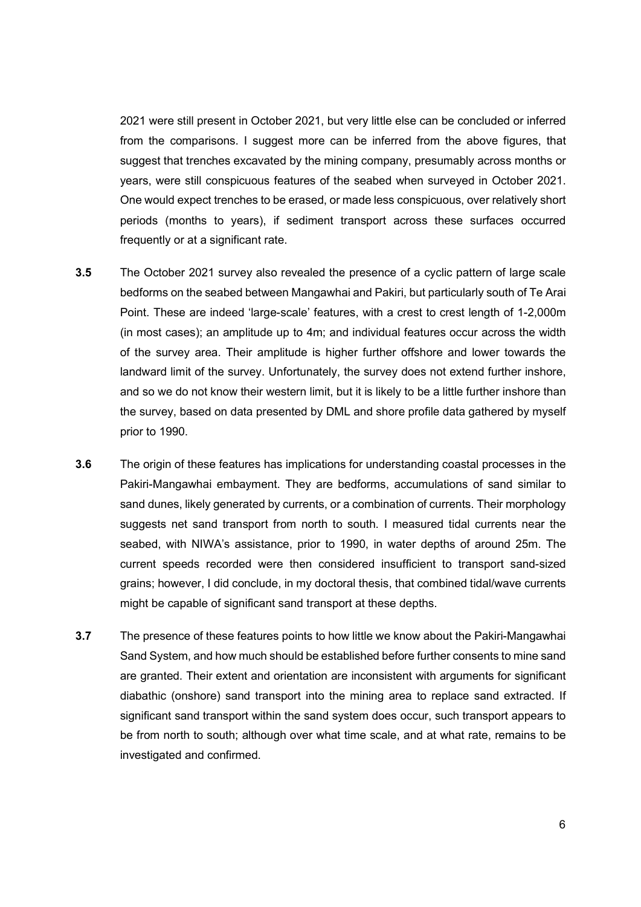2021 were still present in October 2021, but very little else can be concluded or inferred from the comparisons. I suggest more can be inferred from the above figures, that suggest that trenches excavated by the mining company, presumably across months or years, were still conspicuous features of the seabed when surveyed in October 2021. One would expect trenches to be erased, or made less conspicuous, over relatively short periods (months to years), if sediment transport across these surfaces occurred frequently or at a significant rate.

**3.5** The October 2021 survey also revealed the presence of a cyclic pattern of large scale bedforms on the seabed between Mangawhai and Pakiri, but particularly south of Te Arai Point. These are indeed 'large-scale' features, with a crest to crest length of 1-2,000m (in most cases); an amplitude up to 4m; and individual features occur across the width of the survey area. Their amplitude is higher further offshore and lower towards the landward limit of the survey. Unfortunately, the survey does not extend further inshore, and so we do not know their western limit, but it is likely to be a little further inshore than the survey, based on data presented by DML and shore profile data gathered by myself prior to 1990.

**3.6** The origin of these features has implications for understanding coastal processes in the Pakiri-Mangawhai embayment. They are bedforms, accumulations of sand similar to sand dunes, likely generated by currents, or a combination of currents. Their morphology suggests net sand transport from north to south. I measured tidal currents near the seabed, with NIWA's assistance, prior to 1990, in water depths of around 25m. The current speeds recorded were then considered insufficient to transport sand-sized grains; however, I did conclude, in my doctoral thesis, that combined tidal/wave currents might be capable of significant sand transport at these depths.

**3.7** The presence of these features points to how little we know about the Pakiri-Mangawhai Sand System, and how much should be established before further consents to mine sand are granted. Their extent and orientation are inconsistent with arguments for significant diabathic (onshore) sand transport into the mining area to replace sand extracted. If significant sand transport within the sand system does occur, such transport appears to be from north to south; although over what time scale, and at what rate, remains to be investigated and confirmed.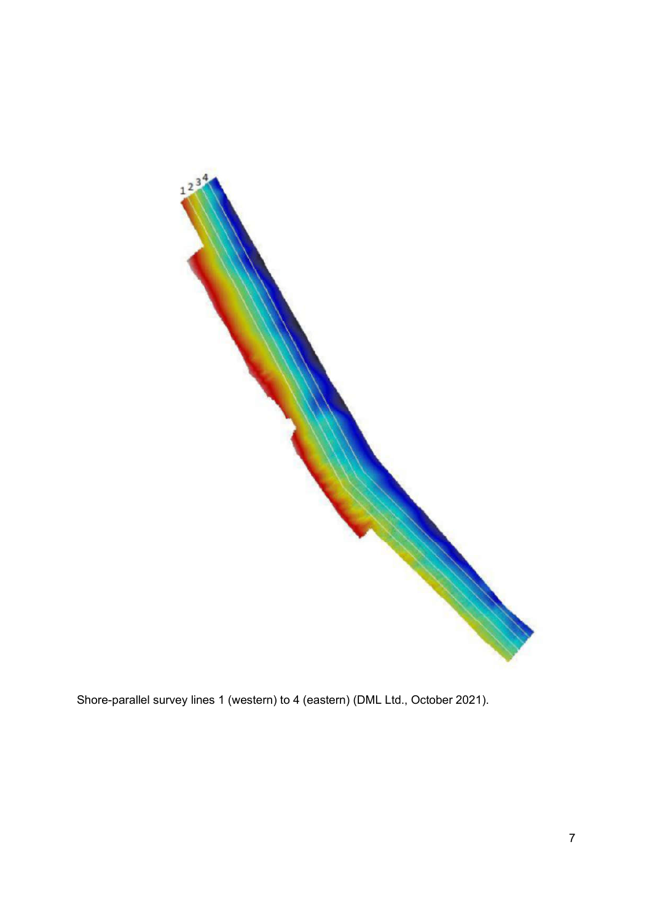Shore-parallel survey lines 1 (western) to 4 (eastern) (DML Ltd., October 2021).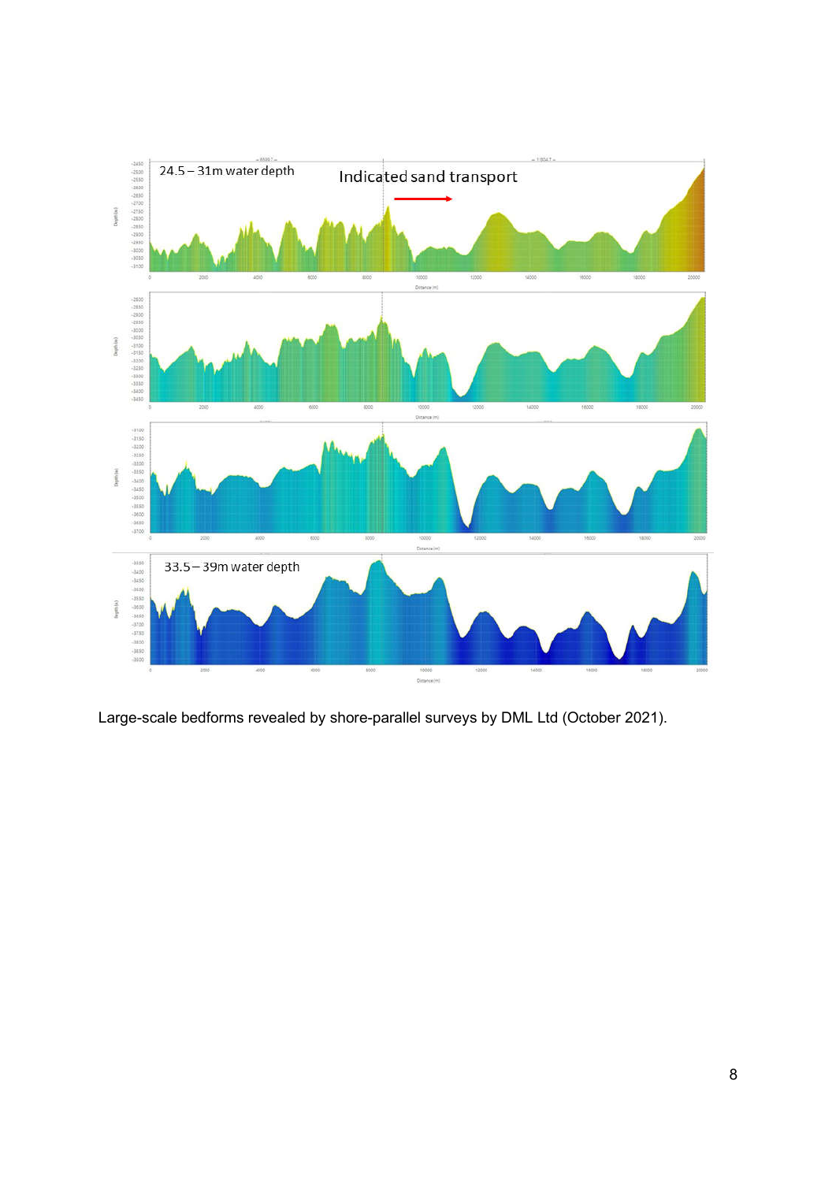Large-scale bedforms revealed by shore-parallel surveys by DML Ltd (October 2021).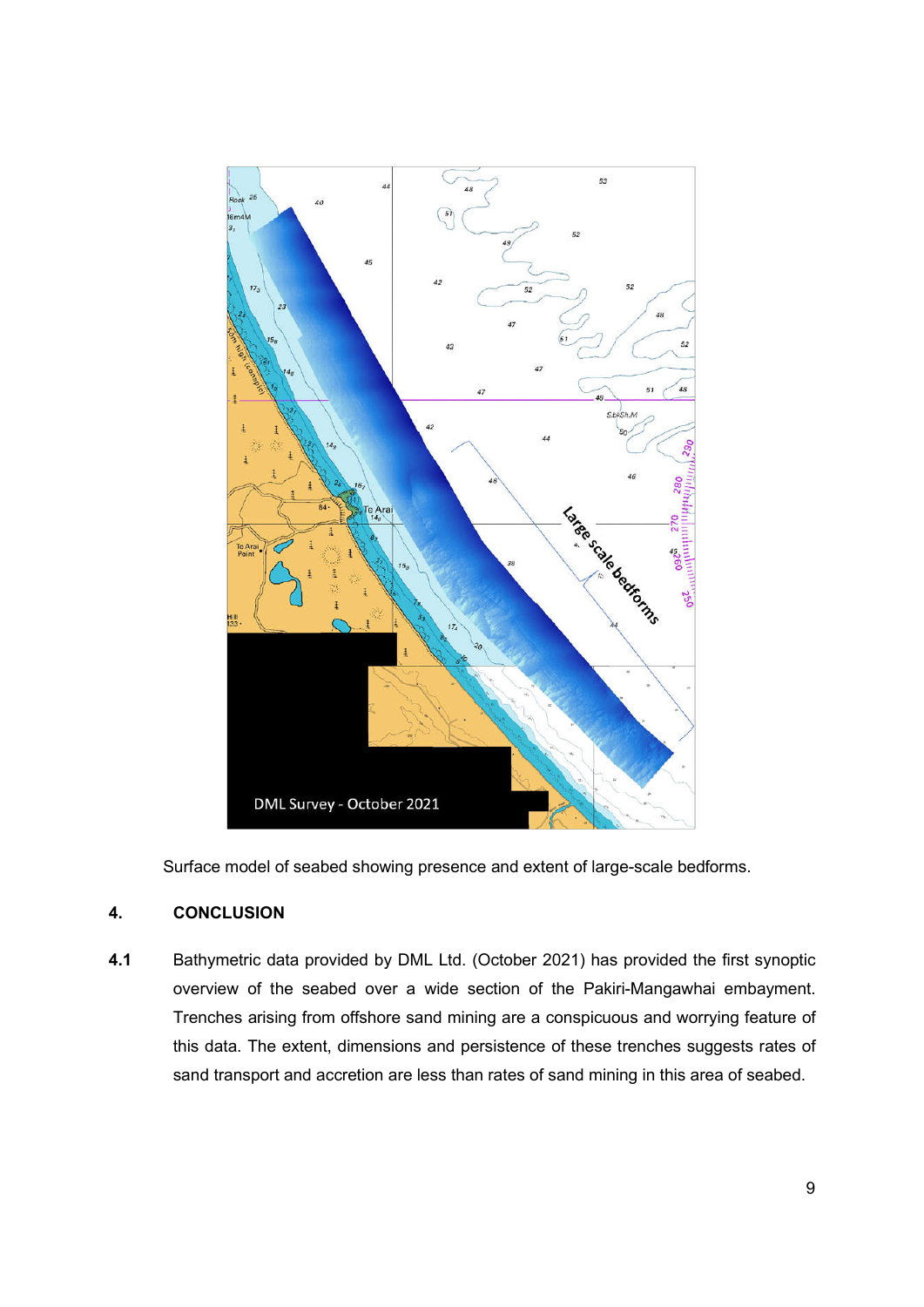Surface model of seabed showing presence and extent of large-scale bedforms.

## 4. CONCLUSION

**4.1** Bathymetric data provided by DML Ltd. (October 2021) has provided the first synoptic overview of the seabed over a wide section of the Pakiri-Mangawhai embayment. Trenches arising from offshore sand mining are a conspicuous and worrying feature of this data. The extent, dimensions and persistence of these trenches suggests rates of sand transport and accretion are less than rates of sand mining in this area of seabed.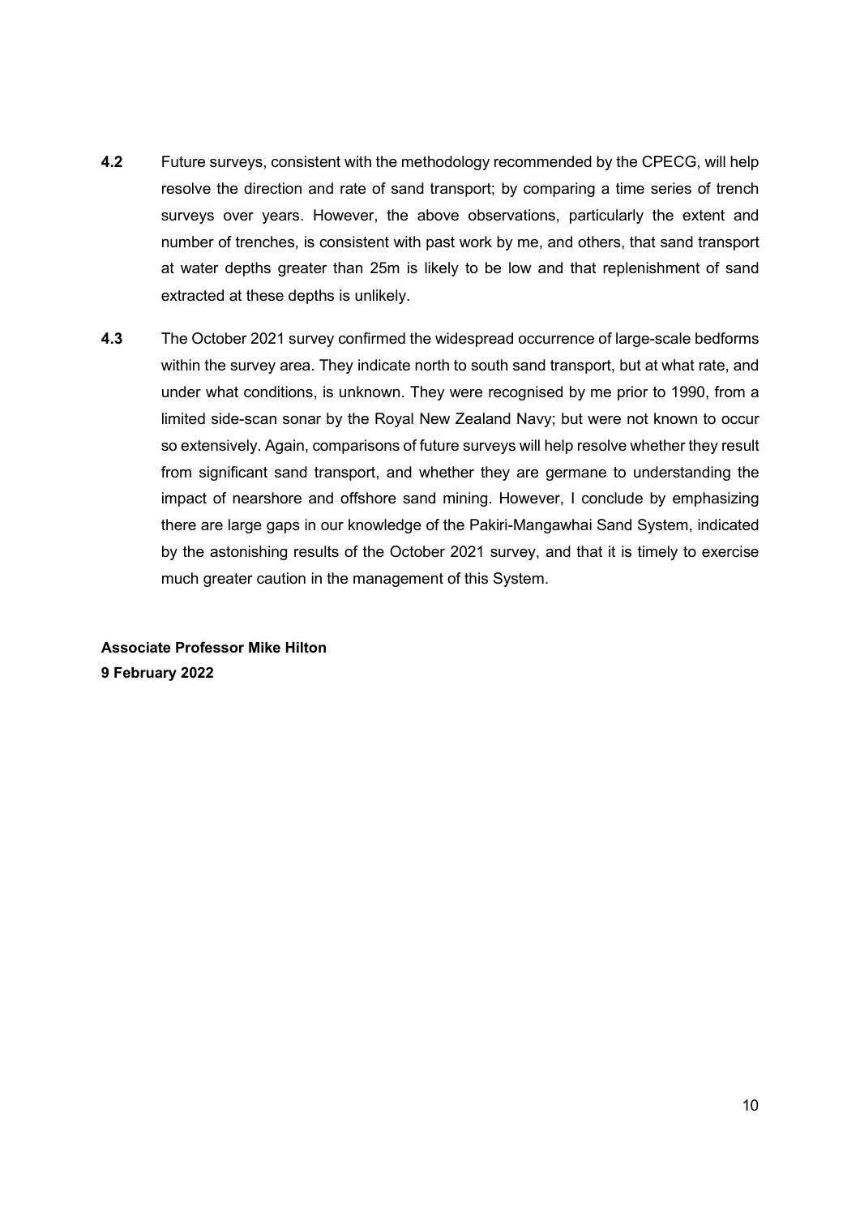**4.2** Future surveys, consistent with the methodology recommended by the CPECG, will help resolve the direction and rate of sand transport; by comparing a time series of trench surveys over years. However, the above observations, particularly the extent and number of trenches, is consistent with past work by me, and others, that sand transport at water depths greater than 25m is likely to be low and that replenishment of sand extracted at these depths is unlikely.

**4.3** The October 2021 survey confirmed the widespread occurrence of large-scale bedforms within the survey area. They indicate north to south sand transport, but at what rate, and under what conditions, is unknown. They were recognised by me prior to 1990, from a limited side-scan sonar by the Royal New Zealand Navy; but were not known to occur so extensively. Again, comparisons of future surveys will help resolve whether they result from significant sand transport, and whether they are germane to understanding the impact of nearshore and offshore sand mining. However, I conclude by emphasizing there are large gaps in our knowledge of the Pakiri-Mangawhai Sand System, indicated by the astonishing results of the October 2021 survey, and that it is timely to exercise much greater caution in the management of this System.

**Associate Professor Mike Hilton**
**9 February 2022**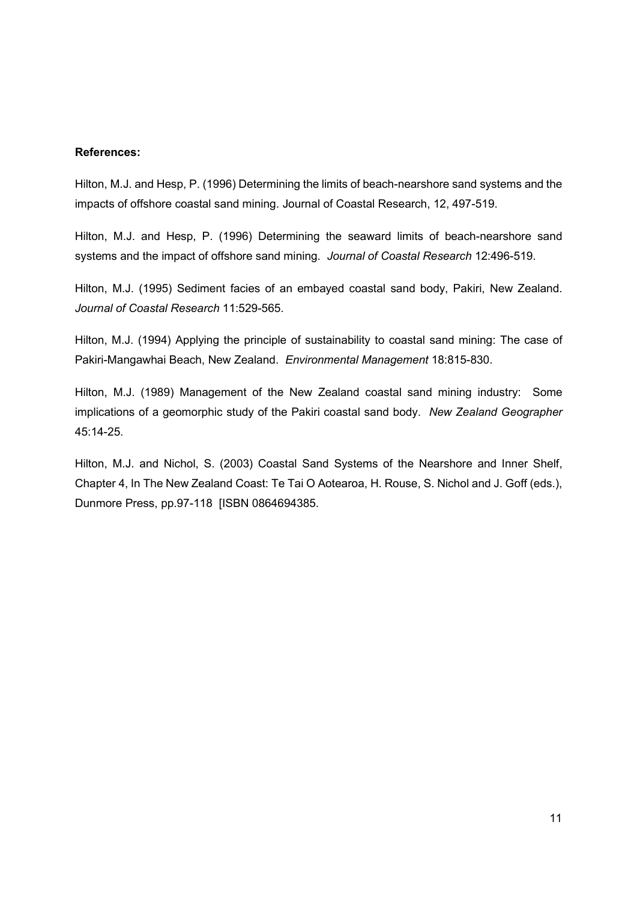**References:**

Hilton, M.J. and Hesp, P. (1996) Determining the limits of beach-nearshore sand systems and the impacts of offshore coastal sand mining. Journal of Coastal Research, 12, 497-519.

Hilton, M.J. and Hesp, P. (1996) Determining the seaward limits of beach-nearshore sand systems and the impact of offshore sand mining. *Journal of Coastal Research* 12:496-519.

Hilton, M.J. (1995) Sediment facies of an embayed coastal sand body, Pakiri, New Zealand. *Journal of Coastal Research* 11:529-565.

Hilton, M.J. (1994) Applying the principle of sustainability to coastal sand mining: The case of Pakiri-Mangawhai Beach, New Zealand. *Environmental Management* 18:815-830.

Hilton, M.J. (1989) Management of the New Zealand coastal sand mining industry: Some implications of a geomorphic study of the Pakiri coastal sand body. *New Zealand Geographer* 45:14-25.

Hilton, M.J. and Nichol, S. (2003) Coastal Sand Systems of the Nearshore and Inner Shelf, Chapter 4, In The New Zealand Coast: Te Tai O Aotearoa, H. Rouse, S. Nichol and J. Goff (eds.), Dunmore Press, pp.97-118 [ISBN 0864694385.